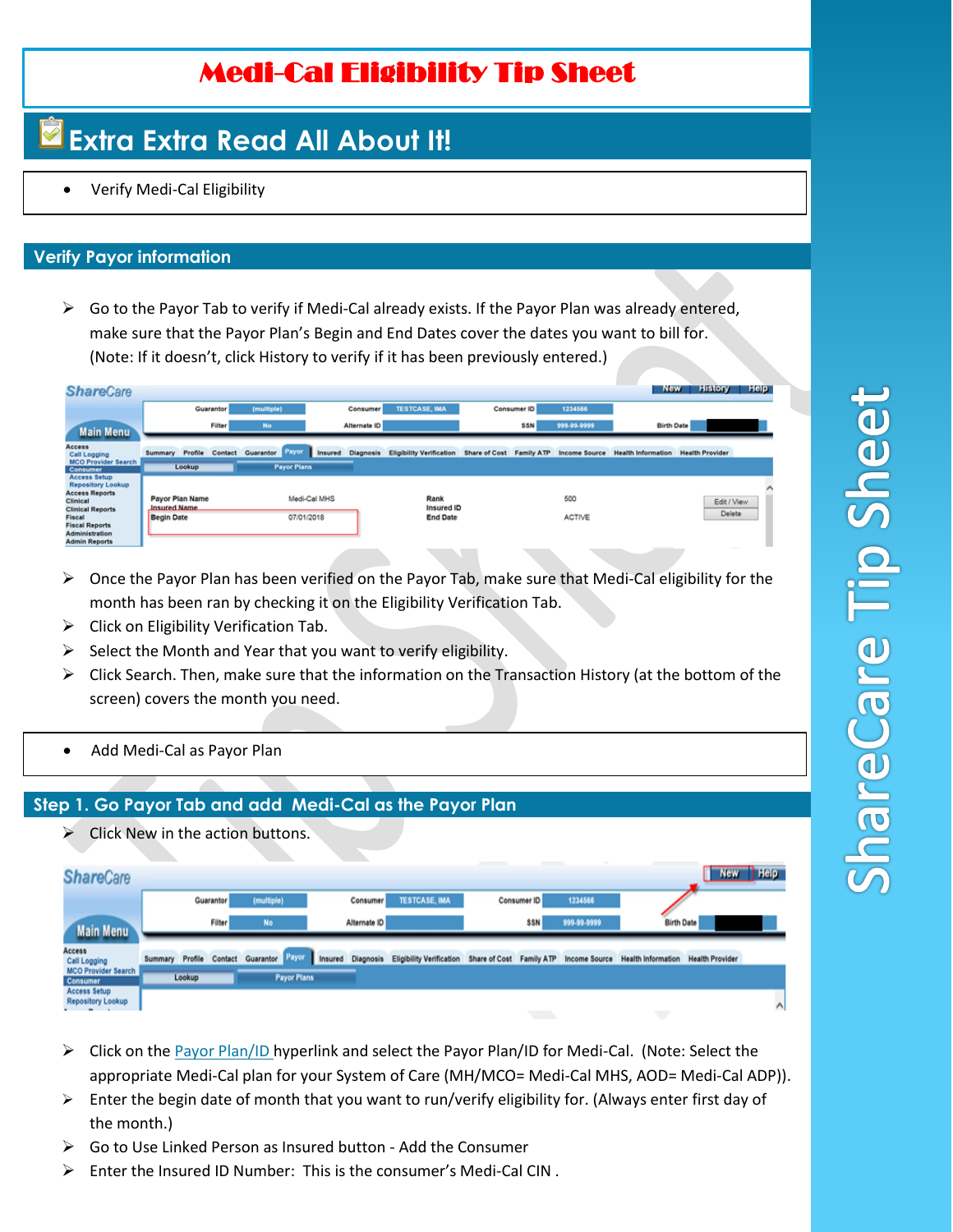# Medi-Cal Eligibility Tip Sheet

## Extra Extra Read All About It!

- Verify Medi-Cal Eligibility

### Verify Payor information

- Go to the Payor Tab to verify if Medi-Cal already exists. If the Payor Plan was already entered, make sure that the Payor Plan's Begin and End Dates cover the dates you want to bill for. (Note: If it doesn't, click History to verify if it has been previously entered.)

- Once the Payor Plan has been verified on the Payor Tab, make sure that Medi-Cal eligibility for the month has been ran by checking it on the Eligibility Verification Tab.
- Click on Eligibility Verification Tab.
- Select the Month and Year that you want to verify eligibility.
- Click Search. Then, make sure that the information on the Transaction History (at the bottom of the screen) covers the month you need.

- Add Medi-Cal as Payor Plan

### Step 1. Go Payor Tab and add Medi-Cal as the Payor Plan

- Click New in the action buttons.

- Click on the Payor Plan/ID hyperlink and select the Payor Plan/ID for Medi-Cal. (Note: Select the appropriate Medi-Cal plan for your System of Care (MH/MCO= Medi-Cal MHS, AOD= Medi-Cal ADP)).
- Enter the begin date of month that you want to run/verify eligibility for. (Always enter first day of the month.)
- Go to Use Linked Person as Insured button - Add the Consumer
- Enter the Insured ID Number: This is the consumer's Medi-Cal CIN .

ShareCare Tip Sheet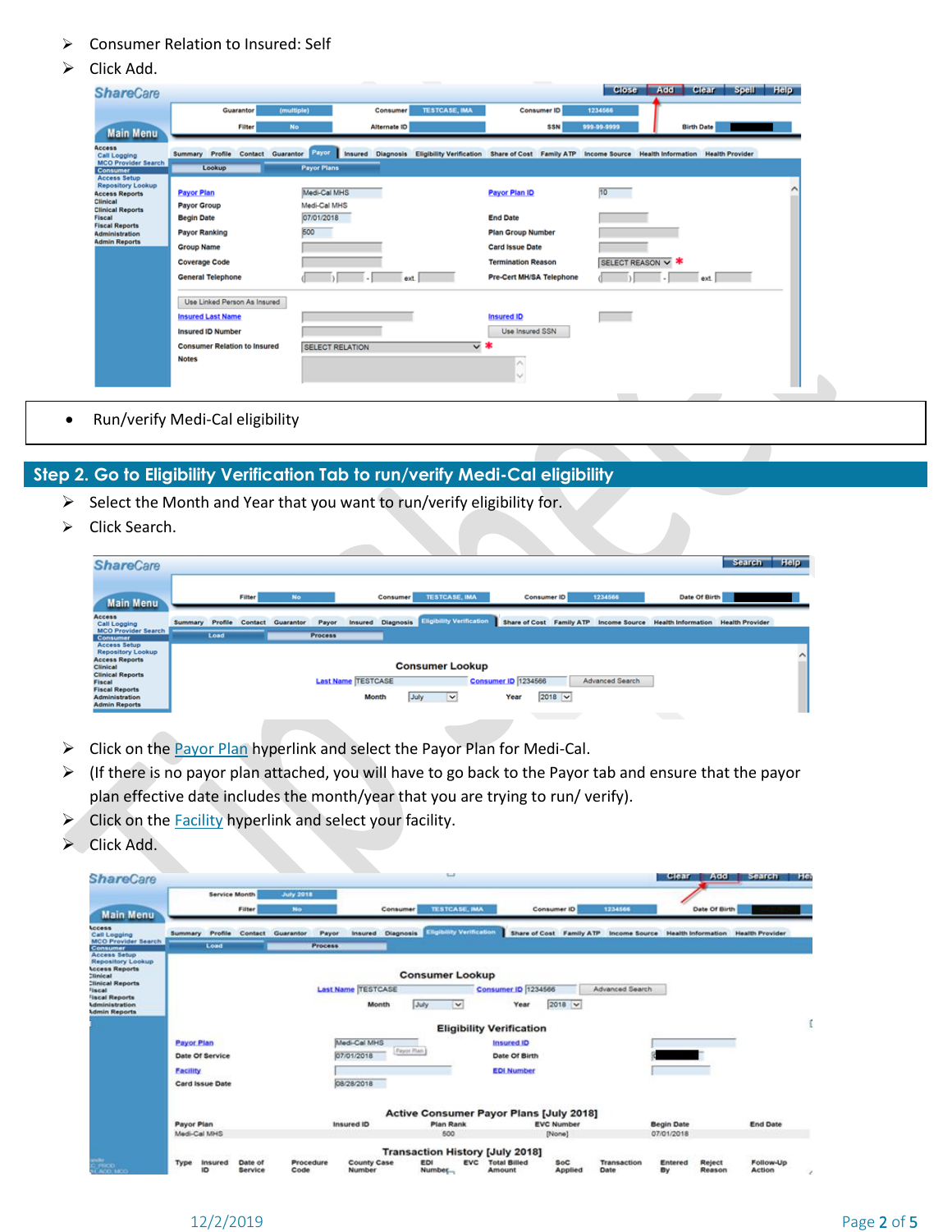- Consumer Relation to Insured: Self
- Click Add.

- Run/verify Medi-Cal eligibility

## Step 2. Go to Eligibility Verification Tab to run/verify Medi-Cal eligibility

- Select the Month and Year that you want to run/verify eligibility for.
- Click Search.

- Click on the Payor Plan hyperlink and select the Payor Plan for Medi-Cal.
- (If there is no payor plan attached, you will have to go back to the Payor tab and ensure that the payor plan effective date includes the month/year that you are trying to run/ verify).
- Click on the Facility hyperlink and select your facility.
- Click Add.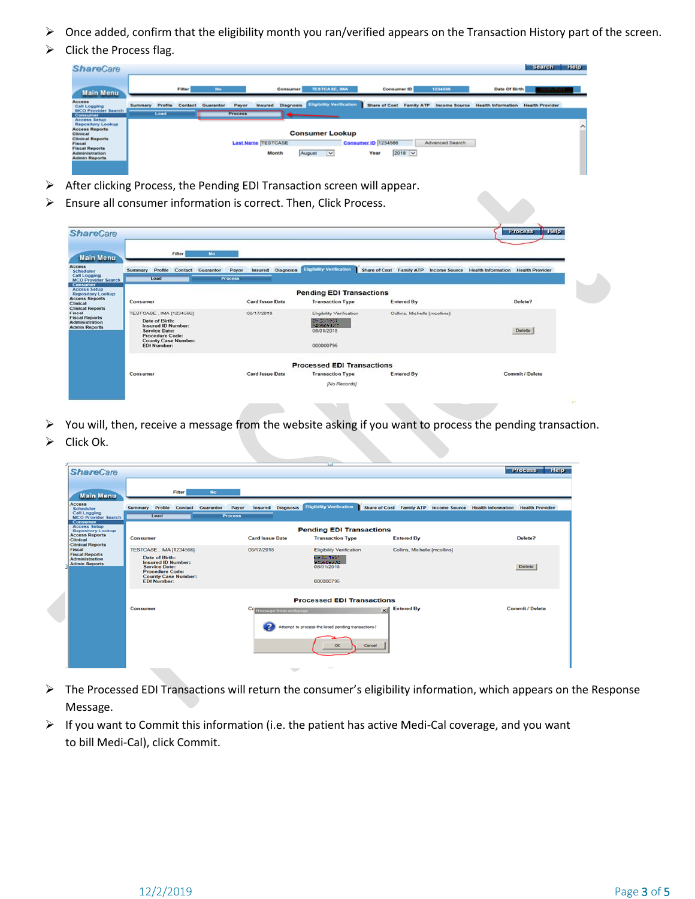- Once added, confirm that the eligibility month you ran/verified appears on the Transaction History part of the screen.
- Click the Process flag.

- After clicking Process, the Pending EDI Transaction screen will appear.
- Ensure all consumer information is correct. Then, Click Process.

- You will, then, receive a message from the website asking if you want to process the pending transaction.
- Click Ok.

- The Processed EDI Transactions will return the consumer's eligibility information, which appears on the Response Message.
- If you want to Commit this information (i.e. the patient has active Medi-Cal coverage, and you want to bill Medi-Cal), click Commit.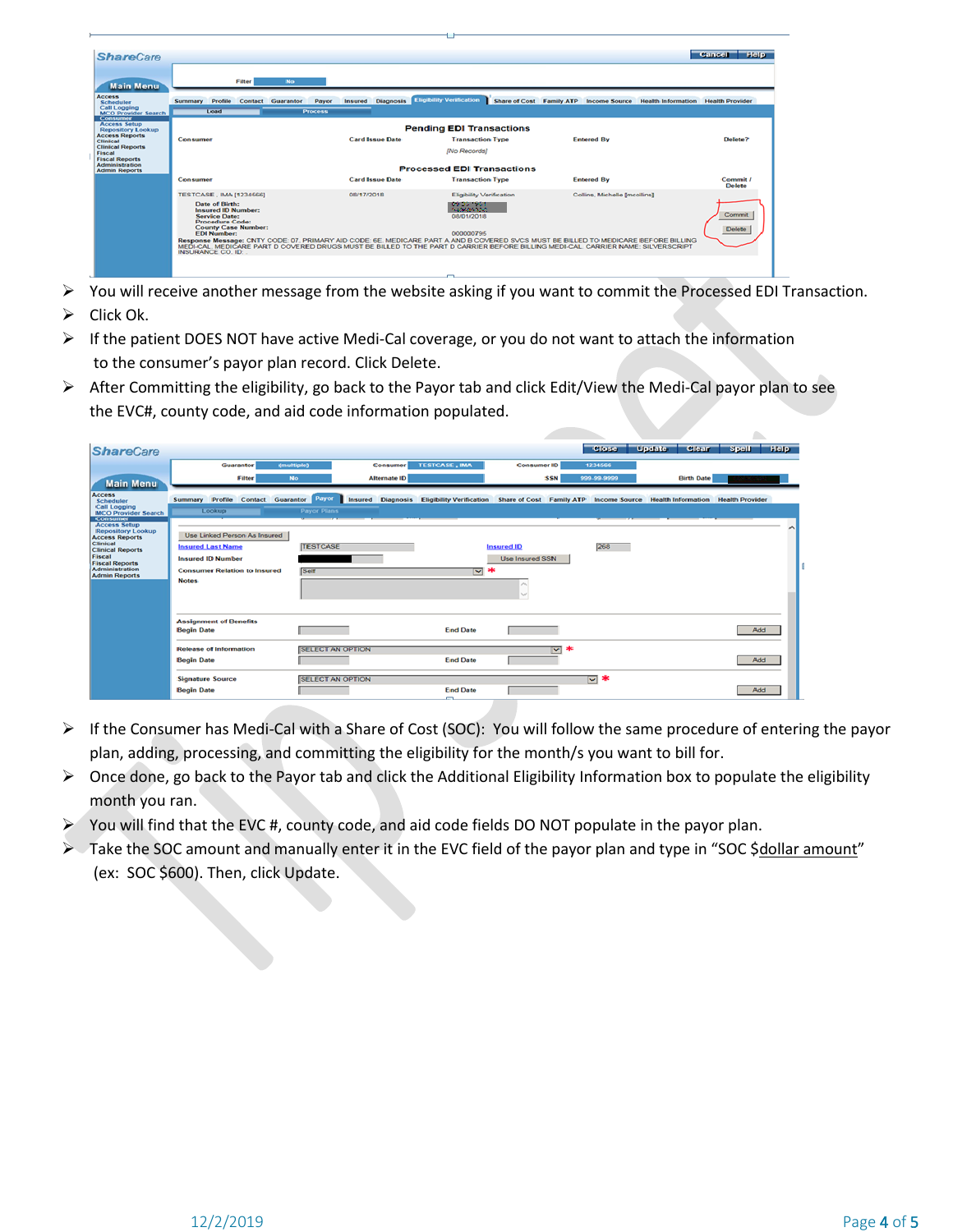- You will receive another message from the website asking if you want to commit the Processed EDI Transaction.
- Click Ok.
- If the patient DOES NOT have active Medi-Cal coverage, or you do not want to attach the information to the consumer's payor plan record. Click Delete.
- After Committing the eligibility, go back to the Payor tab and click Edit/View the Medi-Cal payor plan to see the EVC#, county code, and aid code information populated.

- If the Consumer has Medi-Cal with a Share of Cost (SOC): You will follow the same procedure of entering the payor plan, adding, processing, and committing the eligibility for the month/s you want to bill for.
- Once done, go back to the Payor tab and click the Additional Eligibility Information box to populate the eligibility month you ran.
- You will find that the EVC #, county code, and aid code fields DO NOT populate in the payor plan.
- Take the SOC amount and manually enter it in the EVC field of the payor plan and type in "SOC $dollar amount" (ex: SOC $600). Then, click Update.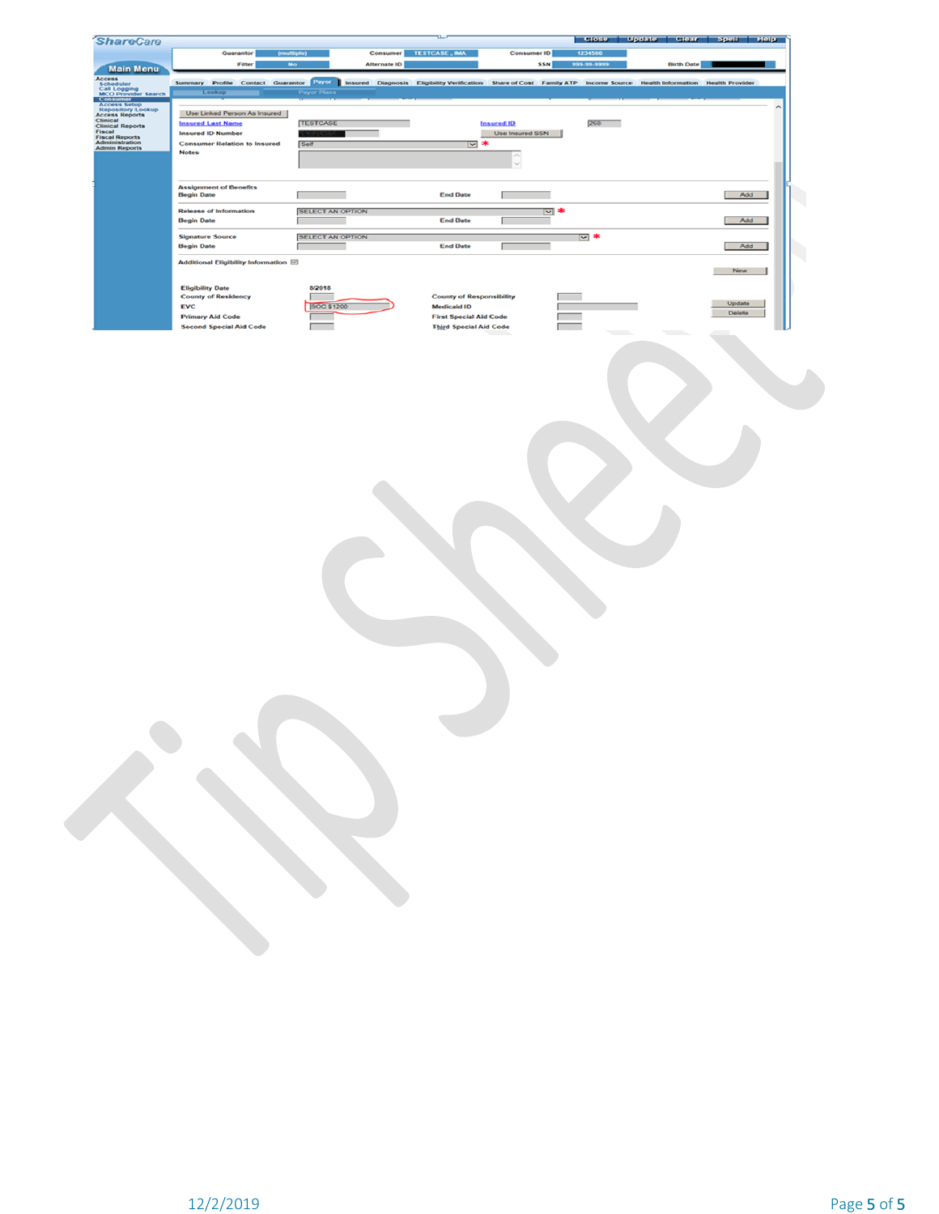ShareCare

Close | Update | Clear | Spell | Help

Guarantor (multiple) | Consumer TESTCASE , IMA | Consumer ID 1234566
Filter No | Alternate ID | SSN 999-99-9999 | Birth Date

**Main Menu**

- Access
- Scheduler
- Call Logging
- MCO Provider Search
- Consumer
- Access Setup
- Repository Lookup
- Access Reports
- Clinical
- Clinical Reports
- Fiscal
- Fiscal Reports
- Administration
- Admin Reports

Summary | Profile | Contact | Guarantor | Payor | Insured | Diagnosis | Eligibility Verification | Share of Cost | Family ATP | Income Source | Health Information | Health Provider

Lookup | Payor Plans

Use Linked Person As Insured

Insured Last Name: TESTCASE | Insured ID: 268

Insured ID Number: | Use Insured SSN

Consumer Relation to Insured: Self *

Notes:

Assignment of Benefits
Begin Date | End Date | Add

Release of Information: SELECT AN OPTION *
Begin Date | End Date | Add

Signature Source: SELECT AN OPTION *
Begin Date | End Date | Add

Additional Eligibility Information

New

Eligibility Date: 8/2018
County of Residency | County of Responsibility
EVC: SOC $1200 | Medicaid ID
Primary Aid Code | First Special Aid Code
Second Special Aid Code | Third Special Aid Code

Update | Delete

12/2/2019